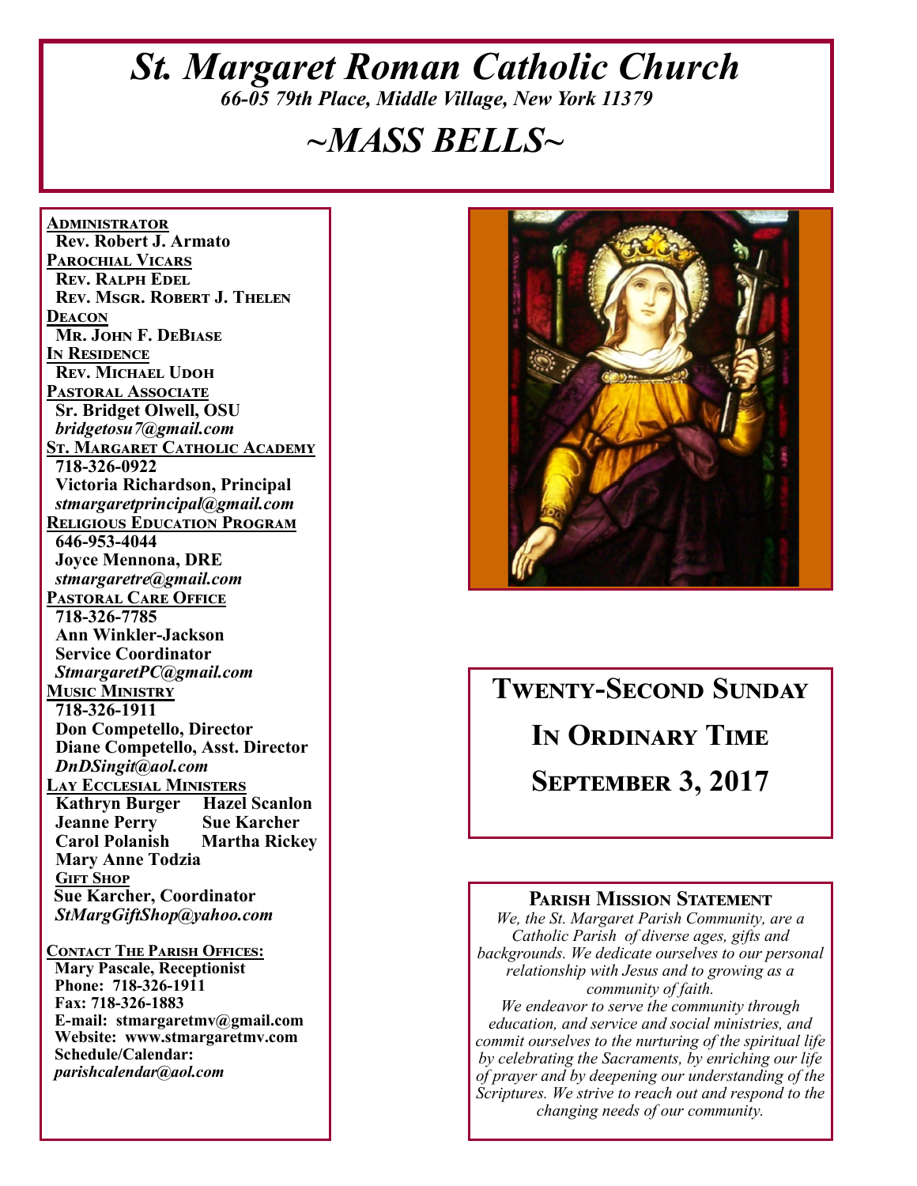# *St. Margaret Roman Catholic Church*

*66-05 79th Place, Middle Village, New York 11379*

# *~MASS BELLS~*

**ADMINISTRATOR**
Rev. Robert J. Armato

**PAROCHIAL VICARS**
Rev. Ralph Edel
Rev. Msgr. Robert J. Thelen

**DEACON**
Mr. John F. DeBiase

**IN RESIDENCE**
Rev. Michael Udoh

**PASTORAL ASSOCIATE**
Sr. Bridget Olwell, OSU
*bridgetosu7@gmail.com*

**ST. MARGARET CATHOLIC ACADEMY**
718-326-0922
Victoria Richardson, Principal
*stmargaretprincipal@gmail.com*

**RELIGIOUS EDUCATION PROGRAM**
646-953-4044
Joyce Mennona, DRE
*stmargaretre@gmail.com*

**PASTORAL CARE OFFICE**
718-326-7785
Ann Winkler-Jackson
Service Coordinator
*StmargaretPC@gmail.com*

**MUSIC MINISTRY**
718-326-1911
Don Competello, Director
Diane Competello, Asst. Director
*DnDSingit@aol.com*

**LAY ECCLESIAL MINISTERS**
Kathryn Burger
Hazel Scanlon
Jeanne Perry
Sue Karcher
Carol Polanish
Martha Rickey
Mary Anne Todzia

**GIFT SHOP**
Sue Karcher, Coordinator
*StMargGiftShop@yahoo.com*

**CONTACT THE PARISH OFFICES:**
Mary Pascale, Receptionist
Phone: 718-326-1911
Fax: 718-326-1883
E-mail: stmargaretmv@gmail.com
Website: www.stmargaretmv.com
Schedule/Calendar:
*parishcalendar@aol.com*

## TWENTY-SECOND SUNDAY IN ORDINARY TIME

## SEPTEMBER 3, 2017

### PARISH MISSION STATEMENT

*We, the St. Margaret Parish Community, are a Catholic Parish of diverse ages, gifts and backgrounds. We dedicate ourselves to our personal relationship with Jesus and to growing as a community of faith.*

*We endeavor to serve the community through education, and service and social ministries, and commit ourselves to the nurturing of the spiritual life by celebrating the Sacraments, by enriching our life of prayer and by deepening our understanding of the Scriptures. We strive to reach out and respond to the changing needs of our community.*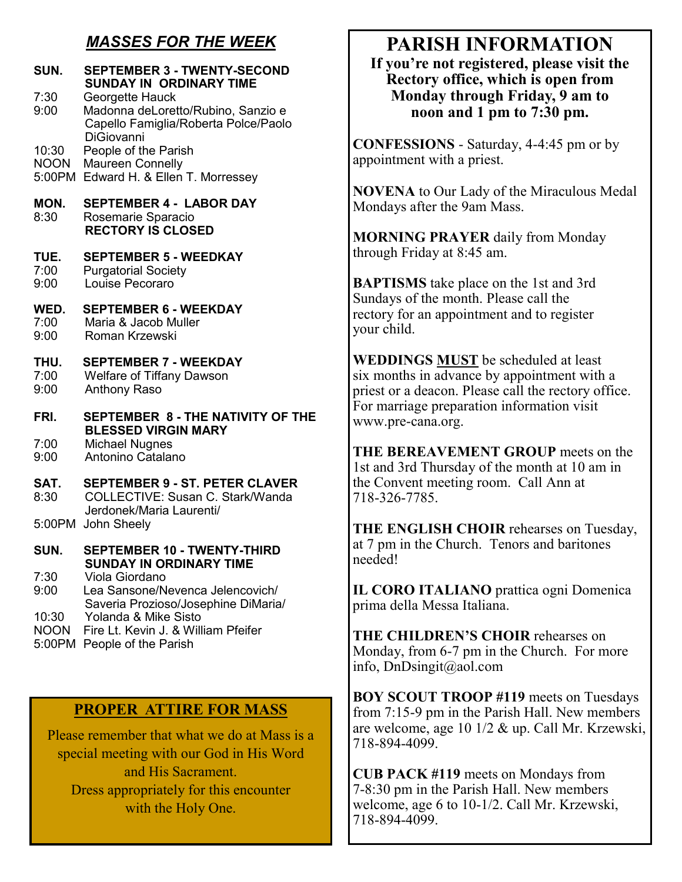## *MASSES FOR THE WEEK*

**SUN. SEPTEMBER 3 - TWENTY-SECOND SUNDAY IN ORDINARY TIME**

7:30 Georgette Hauck
9:00 Madonna deLoretto/Rubino, Sanzio e Capello Famiglia/Roberta Polce/Paolo DiGiovanni
10:30 People of the Parish
NOON Maureen Connelly
5:00PM Edward H. & Ellen T. Morressey

**MON. SEPTEMBER 4 - LABOR DAY**

8:30 Rosemarie Sparacio
**RECTORY IS CLOSED**

**TUE. SEPTEMBER 5 - WEEDKAY**

7:00 Purgatorial Society
9:00 Louise Pecoraro

**WED. SEPTEMBER 6 - WEEKDAY**

7:00 Maria & Jacob Muller
9:00 Roman Krzewski

**THU. SEPTEMBER 7 - WEEKDAY**

7:00 Welfare of Tiffany Dawson
9:00 Anthony Raso

**FRI. SEPTEMBER 8 - THE NATIVITY OF THE BLESSED VIRGIN MARY**

7:00 Michael Nugnes
9:00 Antonino Catalano

**SAT. SEPTEMBER 9 - ST. PETER CLAVER**

8:30 COLLECTIVE: Susan C. Stark/Wanda Jerdonek/Maria Laurenti/
5:00PM John Sheely

**SUN. SEPTEMBER 10 - TWENTY-THIRD SUNDAY IN ORDINARY TIME**

7:30 Viola Giordano
9:00 Lea Sansone/Nevenca Jelencovich/ Saveria Prozioso/Josephine DiMaria/
10:30 Yolanda & Mike Sisto
NOON Fire Lt. Kevin J. & William Pfeifer
5:00PM People of the Parish

## PROPER ATTIRE FOR MASS

Please remember that what we do at Mass is a special meeting with our God in His Word and His Sacrament.
Dress appropriately for this encounter with the Holy One.

# PARISH INFORMATION

**If you're not registered, please visit the Rectory office, which is open from Monday through Friday, 9 am to noon and 1 pm to 7:30 pm.**

**CONFESSIONS** - Saturday, 4-4:45 pm or by appointment with a priest.

**NOVENA** to Our Lady of the Miraculous Medal Mondays after the 9am Mass.

**MORNING PRAYER** daily from Monday through Friday at 8:45 am.

**BAPTISMS** take place on the 1st and 3rd Sundays of the month. Please call the rectory for an appointment and to register your child.

**WEDDINGS <u>MUST</u>** be scheduled at least six months in advance by appointment with a priest or a deacon. Please call the rectory office. For marriage preparation information visit www.pre-cana.org.

**THE BEREAVEMENT GROUP** meets on the 1st and 3rd Thursday of the month at 10 am in the Convent meeting room. Call Ann at 718-326-7785.

**THE ENGLISH CHOIR** rehearses on Tuesday, at 7 pm in the Church. Tenors and baritones needed!

**IL CORO ITALIANO** prattica ogni Domenica prima della Messa Italiana.

**THE CHILDREN'S CHOIR** rehearses on Monday, from 6-7 pm in the Church. For more info, DnDsingit@aol.com

**BOY SCOUT TROOP #119** meets on Tuesdays from 7:15-9 pm in the Parish Hall. New members are welcome, age 10 1/2 & up. Call Mr. Krzewski, 718-894-4099.

**CUB PACK #119** meets on Mondays from 7-8:30 pm in the Parish Hall. New members welcome, age 6 to 10-1/2. Call Mr. Krzewski, 718-894-4099.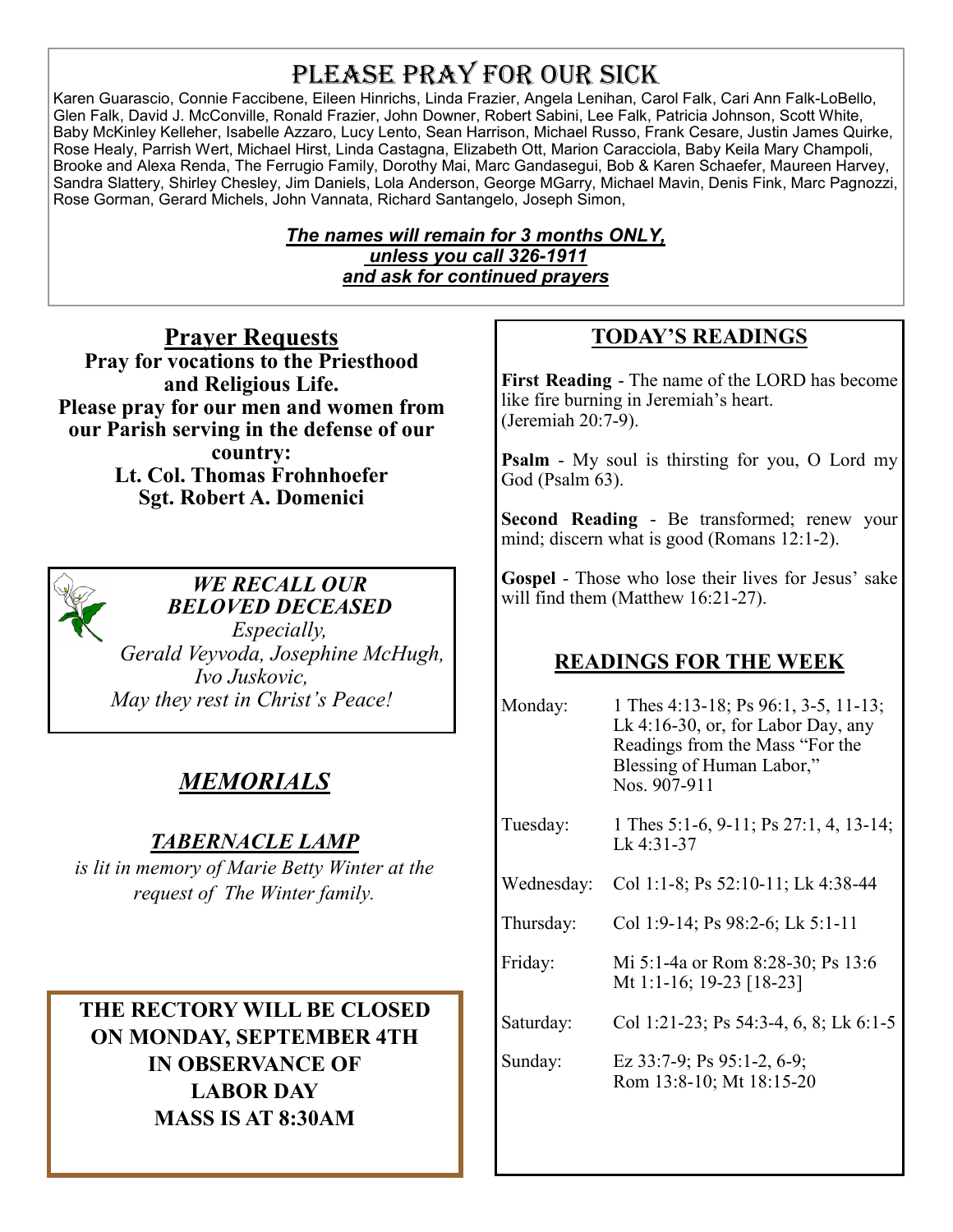# Please Pray for Our Sick

Karen Guarascio, Connie Faccibene, Eileen Hinrichs, Linda Frazier, Angela Lenihan, Carol Falk, Cari Ann Falk-LoBello, Glen Falk, David J. McConville, Ronald Frazier, John Downer, Robert Sabini, Lee Falk, Patricia Johnson, Scott White, Baby McKinley Kelleher, Isabelle Azzaro, Lucy Lento, Sean Harrison, Michael Russo, Frank Cesare, Justin James Quirke, Rose Healy, Parrish Wert, Michael Hirst, Linda Castagna, Elizabeth Ott, Marion Caracciola, Baby Keila Mary Champoli, Brooke and Alexa Renda, The Ferrugio Family, Dorothy Mai, Marc Gandasegui, Bob & Karen Schaefer, Maureen Harvey, Sandra Slattery, Shirley Chesley, Jim Daniels, Lola Anderson, George MGarry, Michael Mavin, Denis Fink, Marc Pagnozzi, Rose Gorman, Gerard Michels, John Vannata, Richard Santangelo, Joseph Simon,

***The names will remain for 3 months ONLY, unless you call 326-1911 and ask for continued prayers***

## Prayer Requests

**Pray for vocations to the Priesthood and Religious Life.**

**Please pray for our men and women from our Parish serving in the defense of our country:**

**Lt. Col. Thomas Frohnhoefer**

**Sgt. Robert A. Domenici**

***WE RECALL OUR BELOVED DECEASED***

*Especially,*

*Gerald Veyvoda, Josephine McHugh, Ivo Juskovic,*

*May they rest in Christ's Peace!*

## *MEMORIALS*

### *TABERNACLE LAMP*

*is lit in memory of Marie Betty Winter at the request of The Winter family.*

**THE RECTORY WILL BE CLOSED ON MONDAY, SEPTEMBER 4TH IN OBSERVANCE OF LABOR DAY**

**MASS IS AT 8:30AM**

## TODAY'S READINGS

**First Reading** - The name of the LORD has become like fire burning in Jeremiah's heart. (Jeremiah 20:7-9).

**Psalm** - My soul is thirsting for you, O Lord my God (Psalm 63).

**Second Reading** - Be transformed; renew your mind; discern what is good (Romans 12:1-2).

**Gospel** - Those who lose their lives for Jesus' sake will find them (Matthew 16:21-27).

## READINGS FOR THE WEEK

| | |
|---|---|
| Monday: | 1 Thes 4:13-18; Ps 96:1, 3-5, 11-13; Lk 4:16-30, or, for Labor Day, any Readings from the Mass "For the Blessing of Human Labor," Nos. 907-911 |
| Tuesday: | 1 Thes 5:1-6, 9-11; Ps 27:1, 4, 13-14; Lk 4:31-37 |
| Wednesday: | Col 1:1-8; Ps 52:10-11; Lk 4:38-44 |
| Thursday: | Col 1:9-14; Ps 98:2-6; Lk 5:1-11 |
| Friday: | Mi 5:1-4a or Rom 8:28-30; Ps 13:6 Mt 1:1-16; 19-23 [18-23] |
| Saturday: | Col 1:21-23; Ps 54:3-4, 6, 8; Lk 6:1-5 |
| Sunday: | Ez 33:7-9; Ps 95:1-2, 6-9; Rom 13:8-10; Mt 18:15-20 |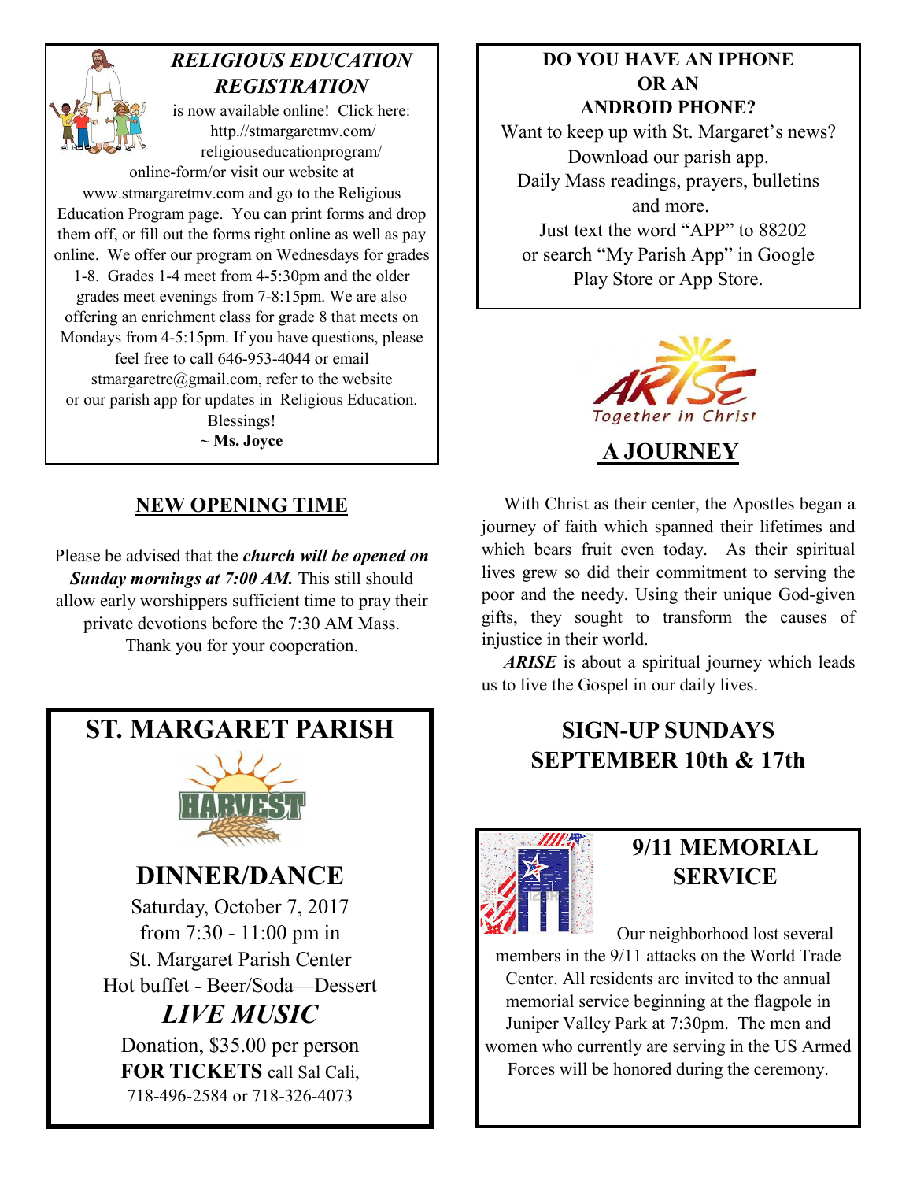## *RELIGIOUS EDUCATION REGISTRATION*

is now available online! Click here: http.//stmargaretmv.com/religiouseducationprogram/online-form/or visit our website at www.stmargaretmv.com and go to the Religious Education Program page. You can print forms and drop them off, or fill out the forms right online as well as pay online. We offer our program on Wednesdays for grades 1-8. Grades 1-4 meet from 4-5:30pm and the older grades meet evenings from 7-8:15pm. We are also offering an enrichment class for grade 8 that meets on Mondays from 4-5:15pm. If you have questions, please feel free to call 646-953-4044 or email stmargaretre@gmail.com, refer to the website or our parish app for updates in Religious Education.

Blessings!

**~ Ms. Joyce**

## NEW OPENING TIME

Please be advised that the ***church will be opened on Sunday mornings at 7:00 AM.*** This still should allow early worshippers sufficient time to pray their private devotions before the 7:30 AM Mass. Thank you for your cooperation.

## ST. MARGARET PARISH

HARVEST

## DINNER/DANCE

Saturday, October 7, 2017
from 7:30 - 11:00 pm in
St. Margaret Parish Center
Hot buffet - Beer/Soda—Dessert

## *LIVE MUSIC*

Donation, $35.00 per person
**FOR TICKETS** call Sal Cali,
718-496-2584 or 718-326-4073

## DO YOU HAVE AN IPHONE OR AN ANDROID PHONE?

Want to keep up with St. Margaret's news? Download our parish app. Daily Mass readings, prayers, bulletins and more.
Just text the word "APP" to 88202 or search "My Parish App" in Google Play Store or App Store.

ARISE
Together in Christ

## A JOURNEY

With Christ as their center, the Apostles began a journey of faith which spanned their lifetimes and which bears fruit even today. As their spiritual lives grew so did their commitment to serving the poor and the needy. Using their unique God-given gifts, they sought to transform the causes of injustice in their world.

***ARISE*** is about a spiritual journey which leads us to live the Gospel in our daily lives.

## SIGN-UP SUNDAYS SEPTEMBER 10th & 17th

## 9/11 MEMORIAL SERVICE

Our neighborhood lost several members in the 9/11 attacks on the World Trade Center. All residents are invited to the annual memorial service beginning at the flagpole in Juniper Valley Park at 7:30pm. The men and women who currently are serving in the US Armed Forces will be honored during the ceremony.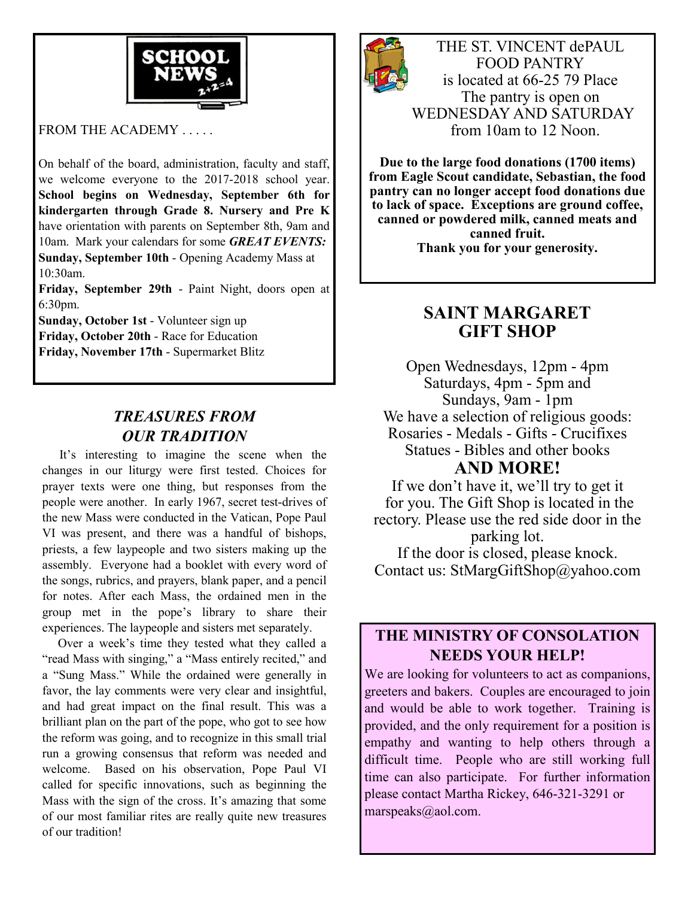## SCHOOL NEWS

FROM THE ACADEMY . . . . .

On behalf of the board, administration, faculty and staff, we welcome everyone to the 2017-2018 school year. **School begins on Wednesday, September 6th for kindergarten through Grade 8. Nursery and Pre K** have orientation with parents on September 8th, 9am and 10am. Mark your calendars for some ***GREAT EVENTS:***

**Sunday, September 10th** - Opening Academy Mass at 10:30am.

**Friday, September 29th** - Paint Night, doors open at 6:30pm.

**Sunday, October 1st** - Volunteer sign up

**Friday, October 20th** - Race for Education

**Friday, November 17th** - Supermarket Blitz

## *TREASURES FROM OUR TRADITION*

It's interesting to imagine the scene when the changes in our liturgy were first tested. Choices for prayer texts were one thing, but responses from the people were another. In early 1967, secret test-drives of the new Mass were conducted in the Vatican, Pope Paul VI was present, and there was a handful of bishops, priests, a few laypeople and two sisters making up the assembly. Everyone had a booklet with every word of the songs, rubrics, and prayers, blank paper, and a pencil for notes. After each Mass, the ordained men in the group met in the pope's library to share their experiences. The laypeople and sisters met separately.

Over a week's time they tested what they called a "read Mass with singing," a "Mass entirely recited," and a "Sung Mass." While the ordained were generally in favor, the lay comments were very clear and insightful, and had great impact on the final result. This was a brilliant plan on the part of the pope, who got to see how the reform was going, and to recognize in this small trial run a growing consensus that reform was needed and welcome. Based on his observation, Pope Paul VI called for specific innovations, such as beginning the Mass with the sign of the cross. It's amazing that some of our most familiar rites are really quite new treasures of our tradition!

THE ST. VINCENT dePAUL FOOD PANTRY
is located at 66-25 79 Place
The pantry is open on
WEDNESDAY AND SATURDAY
from 10am to 12 Noon.

**Due to the large food donations (1700 items) from Eagle Scout candidate, Sebastian, the food pantry can no longer accept food donations due to lack of space. Exceptions are ground coffee, canned or powdered milk, canned meats and canned fruit.**
**Thank you for your generosity.**

## SAINT MARGARET GIFT SHOP

Open Wednesdays, 12pm - 4pm
Saturdays, 4pm - 5pm and
Sundays, 9am - 1pm
We have a selection of religious goods:
Rosaries - Medals - Gifts - Crucifixes
Statues - Bibles and other books

**AND MORE!**

If we don't have it, we'll try to get it for you. The Gift Shop is located in the rectory. Please use the red side door in the parking lot.
If the door is closed, please knock.
Contact us: StMargGiftShop@yahoo.com

## THE MINISTRY OF CONSOLATION NEEDS YOUR HELP!

We are looking for volunteers to act as companions, greeters and bakers. Couples are encouraged to join and would be able to work together. Training is provided, and the only requirement for a position is empathy and wanting to help others through a difficult time. People who are still working full time can also participate. For further information please contact Martha Rickey, 646-321-3291 or marspeaks@aol.com.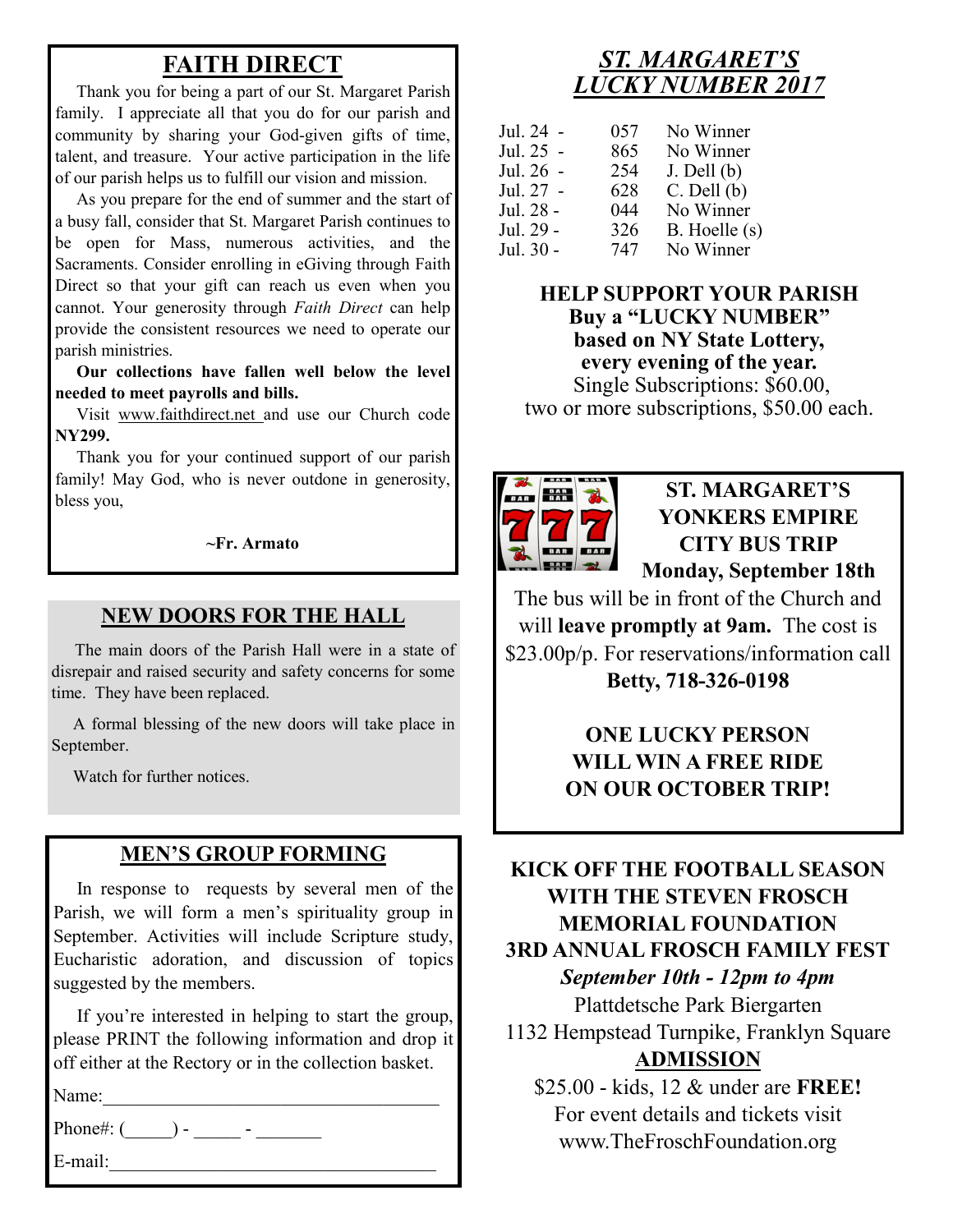## FAITH DIRECT

Thank you for being a part of our St. Margaret Parish family. I appreciate all that you do for our parish and community by sharing your God-given gifts of time, talent, and treasure. Your active participation in the life of our parish helps us to fulfill our vision and mission.

As you prepare for the end of summer and the start of a busy fall, consider that St. Margaret Parish continues to be open for Mass, numerous activities, and the Sacraments. Consider enrolling in eGiving through Faith Direct so that your gift can reach us even when you cannot. Your generosity through *Faith Direct* can help provide the consistent resources we need to operate our parish ministries.

**Our collections have fallen well below the level needed to meet payrolls and bills.**

Visit www.faithdirect.net and use our Church code **NY299.**

Thank you for your continued support of our parish family! May God, who is never outdone in generosity, bless you,

**~Fr. Armato**

## NEW DOORS FOR THE HALL

The main doors of the Parish Hall were in a state of disrepair and raised security and safety concerns for some time. They have been replaced.

A formal blessing of the new doors will take place in September.

Watch for further notices.

## MEN'S GROUP FORMING

In response to requests by several men of the Parish, we will form a men's spirituality group in September. Activities will include Scripture study, Eucharistic adoration, and discussion of topics suggested by the members.

If you're interested in helping to start the group, please PRINT the following information and drop it off either at the Rectory or in the collection basket.

Name:___________________________________

Phone#: (_____) - _____ - _______

E-mail:__________________________________

## *ST. MARGARET'S LUCKY NUMBER 2017*

| | | |
|---|---|---|
| Jul. 24 - | 057 | No Winner |
| Jul. 25 - | 865 | No Winner |
| Jul. 26 - | 254 | J. Dell (b) |
| Jul. 27 - | 628 | C. Dell (b) |
| Jul. 28 - | 044 | No Winner |
| Jul. 29 - | 326 | B. Hoelle (s) |
| Jul. 30 - | 747 | No Winner |

**HELP SUPPORT YOUR PARISH**
**Buy a "LUCKY NUMBER"**
**based on NY State Lottery,**
**every evening of the year.**
Single Subscriptions: $60.00,
two or more subscriptions, $50.00 each.

**ST. MARGARET'S YONKERS EMPIRE CITY BUS TRIP**
**Monday, September 18th**

The bus will be in front of the Church and will **leave promptly at 9am.** The cost is $23.00p/p. For reservations/information call **Betty, 718-326-0198**

**ONE LUCKY PERSON WILL WIN A FREE RIDE ON OUR OCTOBER TRIP!**

**KICK OFF THE FOOTBALL SEASON WITH THE STEVEN FROSCH MEMORIAL FOUNDATION**
**3RD ANNUAL FROSCH FAMILY FEST**
***September 10th - 12pm to 4pm***
Plattdetsche Park Biergarten
1132 Hempstead Turnpike, Franklyn Square

**ADMISSION**

$25.00 - kids, 12 & under are **FREE!**
For event details and tickets visit
www.TheFroschFoundation.org